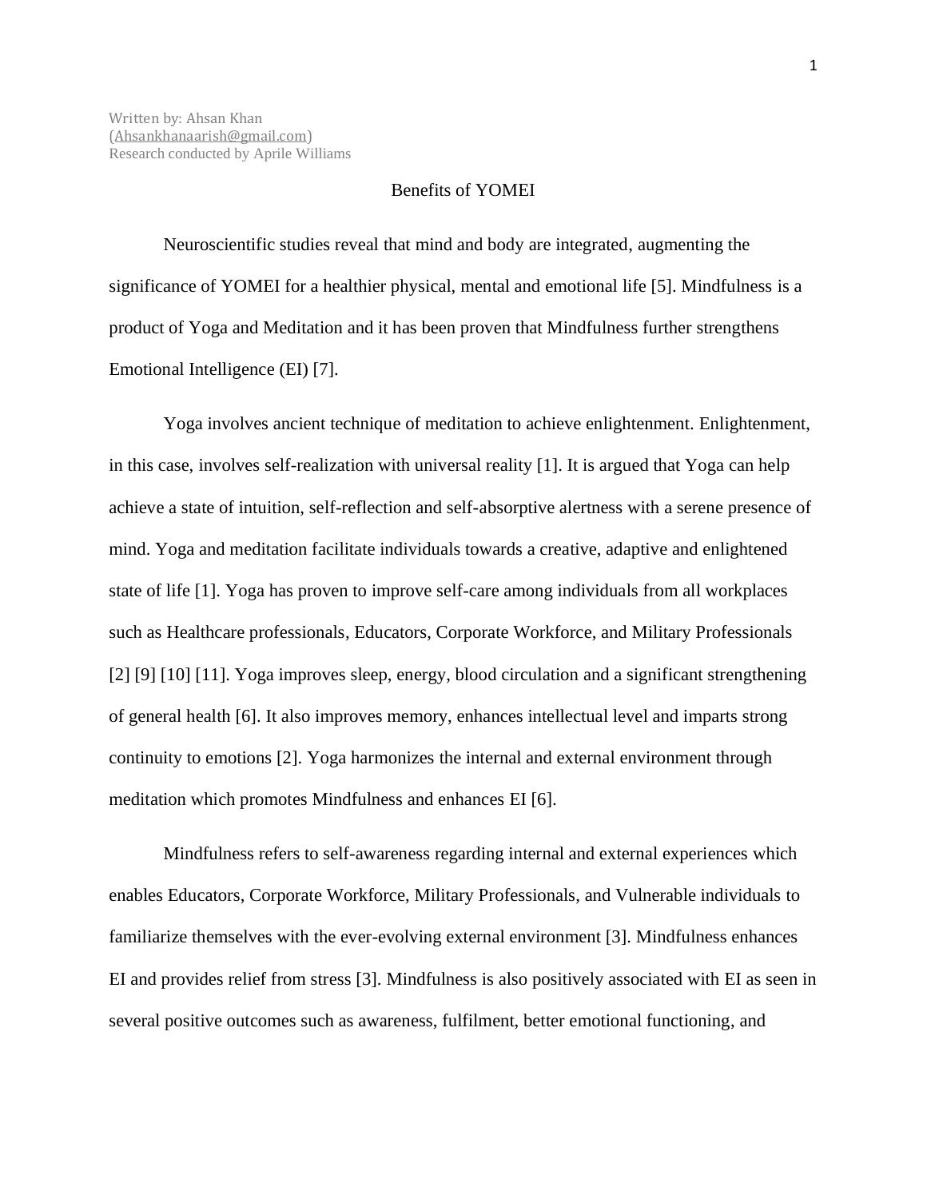Written by: Ahsan Khan
(Ahsankhanaarish@gmail.com)
Research conducted by Aprile Williams

# Benefits of YOMEI

Neuroscientific studies reveal that mind and body are integrated, augmenting the significance of YOMEI for a healthier physical, mental and emotional life [5]. Mindfulness is a product of Yoga and Meditation and it has been proven that Mindfulness further strengthens Emotional Intelligence (EI) [7].

Yoga involves ancient technique of meditation to achieve enlightenment. Enlightenment, in this case, involves self-realization with universal reality [1]. It is argued that Yoga can help achieve a state of intuition, self-reflection and self-absorptive alertness with a serene presence of mind. Yoga and meditation facilitate individuals towards a creative, adaptive and enlightened state of life [1]. Yoga has proven to improve self-care among individuals from all workplaces such as Healthcare professionals, Educators, Corporate Workforce, and Military Professionals [2] [9] [10] [11]. Yoga improves sleep, energy, blood circulation and a significant strengthening of general health [6]. It also improves memory, enhances intellectual level and imparts strong continuity to emotions [2]. Yoga harmonizes the internal and external environment through meditation which promotes Mindfulness and enhances EI [6].

Mindfulness refers to self-awareness regarding internal and external experiences which enables Educators, Corporate Workforce, Military Professionals, and Vulnerable individuals to familiarize themselves with the ever-evolving external environment [3]. Mindfulness enhances EI and provides relief from stress [3]. Mindfulness is also positively associated with EI as seen in several positive outcomes such as awareness, fulfilment, better emotional functioning, and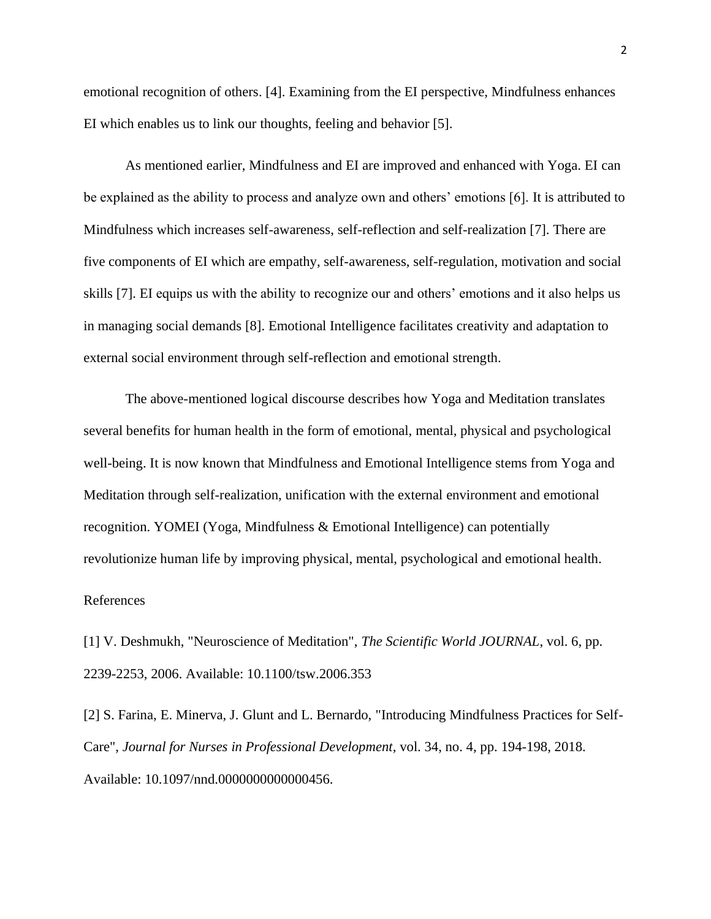emotional recognition of others. [4]. Examining from the EI perspective, Mindfulness enhances EI which enables us to link our thoughts, feeling and behavior [5].

As mentioned earlier, Mindfulness and EI are improved and enhanced with Yoga. EI can be explained as the ability to process and analyze own and others' emotions [6]. It is attributed to Mindfulness which increases self-awareness, self-reflection and self-realization [7]. There are five components of EI which are empathy, self-awareness, self-regulation, motivation and social skills [7]. EI equips us with the ability to recognize our and others' emotions and it also helps us in managing social demands [8]. Emotional Intelligence facilitates creativity and adaptation to external social environment through self-reflection and emotional strength.

The above-mentioned logical discourse describes how Yoga and Meditation translates several benefits for human health in the form of emotional, mental, physical and psychological well-being. It is now known that Mindfulness and Emotional Intelligence stems from Yoga and Meditation through self-realization, unification with the external environment and emotional recognition. YOMEI (Yoga, Mindfulness & Emotional Intelligence) can potentially revolutionize human life by improving physical, mental, psychological and emotional health.

References

[1] V. Deshmukh, "Neuroscience of Meditation", *The Scientific World JOURNAL*, vol. 6, pp. 2239-2253, 2006. Available: 10.1100/tsw.2006.353

[2] S. Farina, E. Minerva, J. Glunt and L. Bernardo, "Introducing Mindfulness Practices for Self-Care", *Journal for Nurses in Professional Development*, vol. 34, no. 4, pp. 194-198, 2018. Available: 10.1097/nnd.0000000000000456.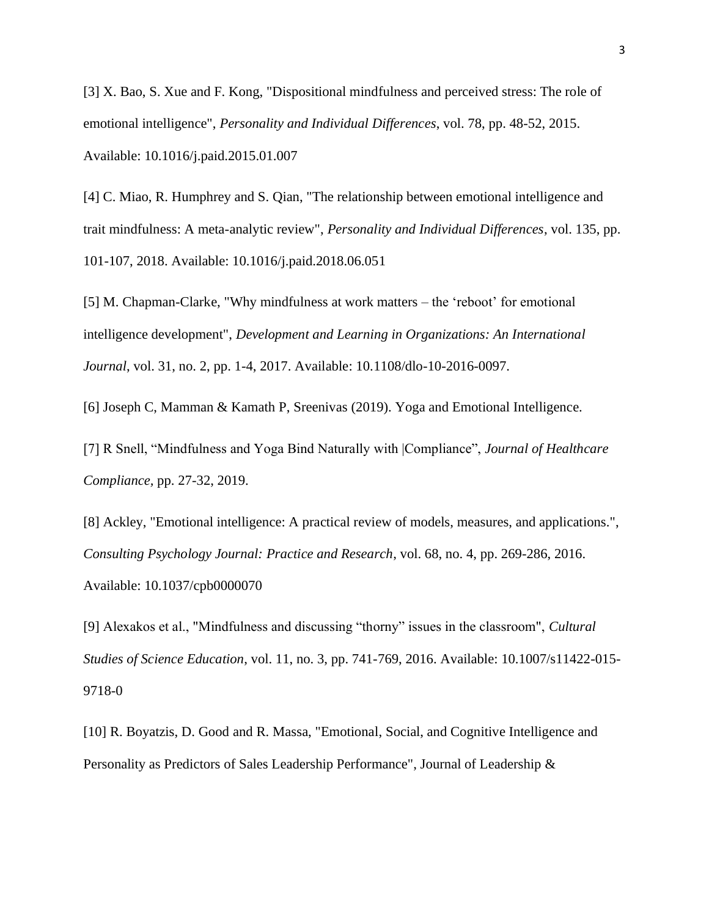[3] X. Bao, S. Xue and F. Kong, "Dispositional mindfulness and perceived stress: The role of emotional intelligence", *Personality and Individual Differences*, vol. 78, pp. 48-52, 2015. Available: 10.1016/j.paid.2015.01.007

[4] C. Miao, R. Humphrey and S. Qian, "The relationship between emotional intelligence and trait mindfulness: A meta-analytic review", *Personality and Individual Differences*, vol. 135, pp. 101-107, 2018. Available: 10.1016/j.paid.2018.06.051

[5] M. Chapman-Clarke, "Why mindfulness at work matters – the 'reboot' for emotional intelligence development", *Development and Learning in Organizations: An International Journal*, vol. 31, no. 2, pp. 1-4, 2017. Available: 10.1108/dlo-10-2016-0097.

[6] Joseph C, Mamman & Kamath P, Sreenivas (2019). Yoga and Emotional Intelligence.

[7] R Snell, "Mindfulness and Yoga Bind Naturally with |Compliance", *Journal of Healthcare Compliance*, pp. 27-32, 2019.

[8] Ackley, "Emotional intelligence: A practical review of models, measures, and applications.", *Consulting Psychology Journal: Practice and Research*, vol. 68, no. 4, pp. 269-286, 2016. Available: 10.1037/cpb0000070

[9] Alexakos et al., "Mindfulness and discussing "thorny" issues in the classroom", *Cultural Studies of Science Education*, vol. 11, no. 3, pp. 741-769, 2016. Available: 10.1007/s11422-015-9718-0

[10] R. Boyatzis, D. Good and R. Massa, "Emotional, Social, and Cognitive Intelligence and Personality as Predictors of Sales Leadership Performance", Journal of Leadership &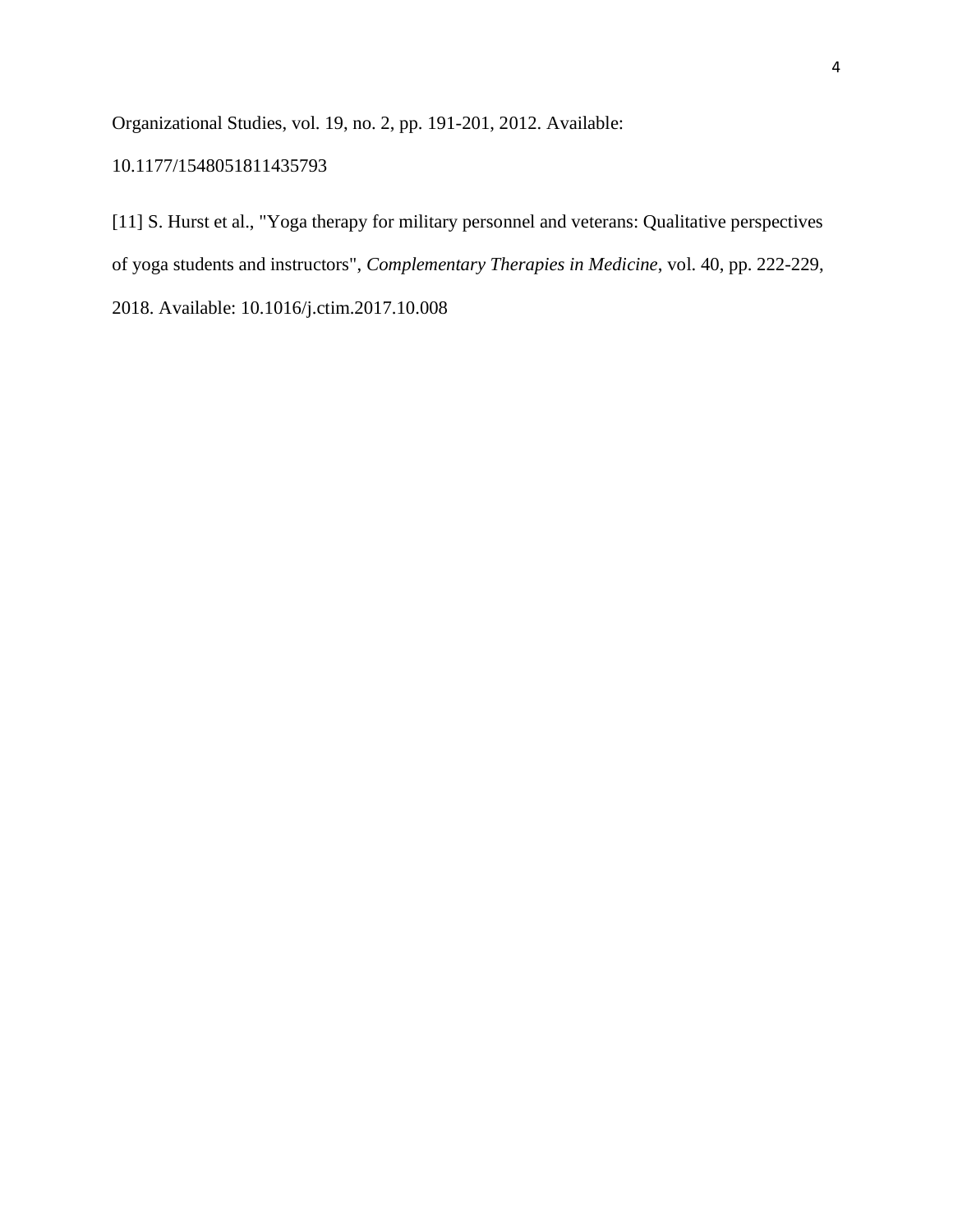Organizational Studies, vol. 19, no. 2, pp. 191-201, 2012. Available: 10.1177/1548051811435793

[11] S. Hurst et al., "Yoga therapy for military personnel and veterans: Qualitative perspectives of yoga students and instructors", *Complementary Therapies in Medicine*, vol. 40, pp. 222-229, 2018. Available: 10.1016/j.ctim.2017.10.008